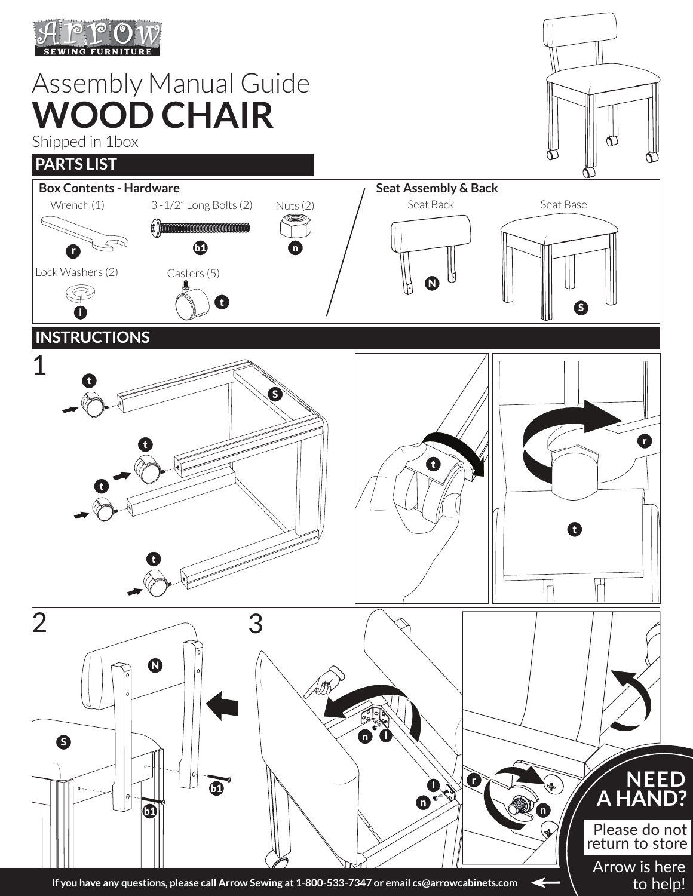Arrow SEWING FURNITURE

# Assembly Manual Guide
# WOOD CHAIR

Shipped in 1box

## PARTS LIST

**Box Contents - Hardware**

- Wrench (1) — r
- 3 -1/2" Long Bolts (2) — b1
- Nuts (2) — n
- Lock Washers (2) — l
- Casters (5) — t

**Seat Assembly & Back**

- Seat Back — N
- Seat Base — S

## INSTRUCTIONS

1

2

3

**NEED A HAND?**

Please do not return to store

Arrow is here to help!

If you have any questions, please call Arrow Sewing at 1-800-533-7347 or email cs@arrowcabinets.com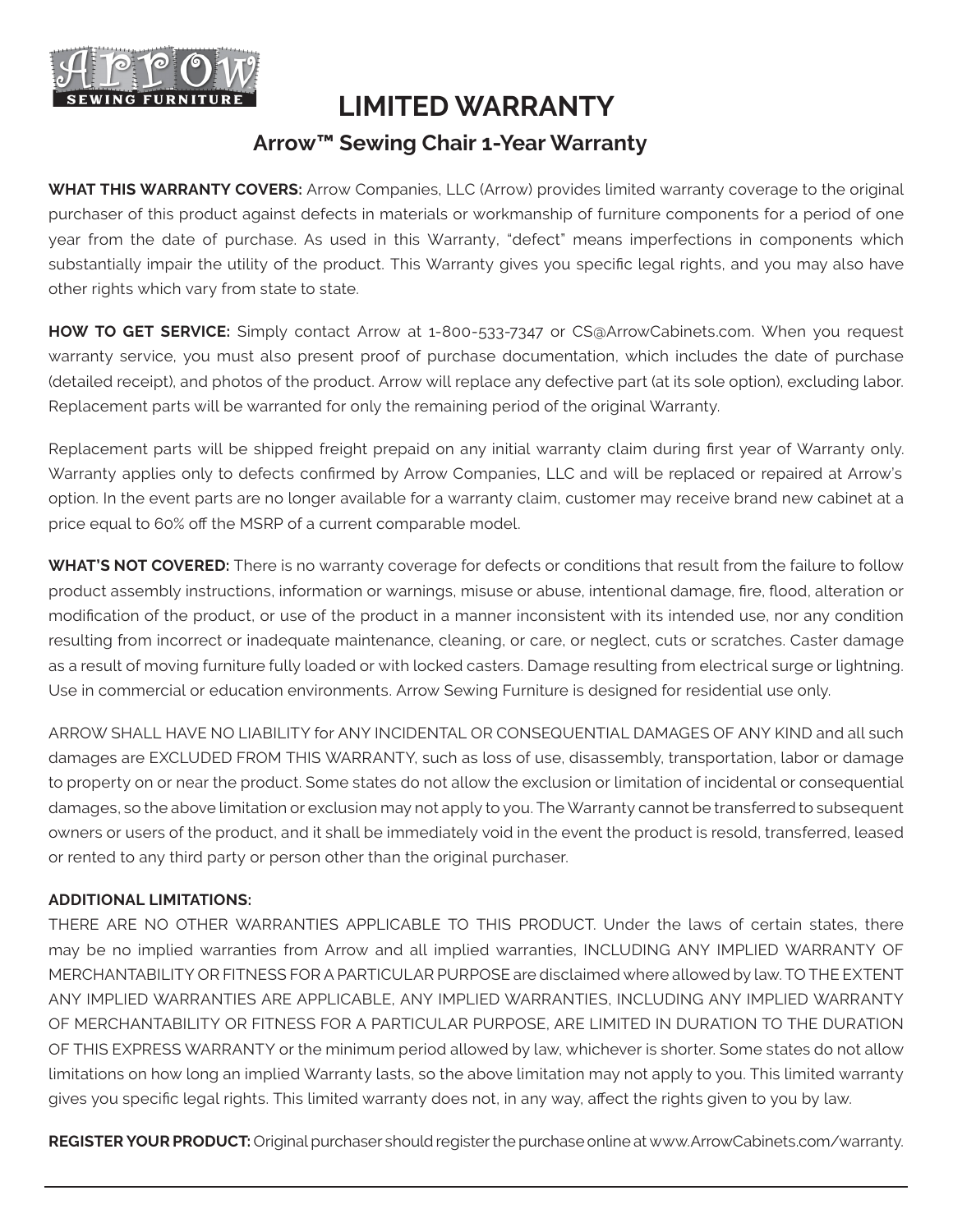# LIMITED WARRANTY

## Arrow™ Sewing Chair 1-Year Warranty

**WHAT THIS WARRANTY COVERS:** Arrow Companies, LLC (Arrow) provides limited warranty coverage to the original purchaser of this product against defects in materials or workmanship of furniture components for a period of one year from the date of purchase. As used in this Warranty, "defect" means imperfections in components which substantially impair the utility of the product. This Warranty gives you specific legal rights, and you may also have other rights which vary from state to state.

**HOW TO GET SERVICE:** Simply contact Arrow at 1-800-533-7347 or CS@ArrowCabinets.com. When you request warranty service, you must also present proof of purchase documentation, which includes the date of purchase (detailed receipt), and photos of the product. Arrow will replace any defective part (at its sole option), excluding labor. Replacement parts will be warranted for only the remaining period of the original Warranty.

Replacement parts will be shipped freight prepaid on any initial warranty claim during first year of Warranty only. Warranty applies only to defects confirmed by Arrow Companies, LLC and will be replaced or repaired at Arrow's option. In the event parts are no longer available for a warranty claim, customer may receive brand new cabinet at a price equal to 60% off the MSRP of a current comparable model.

**WHAT'S NOT COVERED:** There is no warranty coverage for defects or conditions that result from the failure to follow product assembly instructions, information or warnings, misuse or abuse, intentional damage, fire, flood, alteration or modification of the product, or use of the product in a manner inconsistent with its intended use, nor any condition resulting from incorrect or inadequate maintenance, cleaning, or care, or neglect, cuts or scratches. Caster damage as a result of moving furniture fully loaded or with locked casters. Damage resulting from electrical surge or lightning. Use in commercial or education environments. Arrow Sewing Furniture is designed for residential use only.

ARROW SHALL HAVE NO LIABILITY for ANY INCIDENTAL OR CONSEQUENTIAL DAMAGES OF ANY KIND and all such damages are EXCLUDED FROM THIS WARRANTY, such as loss of use, disassembly, transportation, labor or damage to property on or near the product. Some states do not allow the exclusion or limitation of incidental or consequential damages, so the above limitation or exclusion may not apply to you. The Warranty cannot be transferred to subsequent owners or users of the product, and it shall be immediately void in the event the product is resold, transferred, leased or rented to any third party or person other than the original purchaser.

**ADDITIONAL LIMITATIONS:**

THERE ARE NO OTHER WARRANTIES APPLICABLE TO THIS PRODUCT. Under the laws of certain states, there may be no implied warranties from Arrow and all implied warranties, INCLUDING ANY IMPLIED WARRANTY OF MERCHANTABILITY OR FITNESS FOR A PARTICULAR PURPOSE are disclaimed where allowed by law. TO THE EXTENT ANY IMPLIED WARRANTIES ARE APPLICABLE, ANY IMPLIED WARRANTIES, INCLUDING ANY IMPLIED WARRANTY OF MERCHANTABILITY OR FITNESS FOR A PARTICULAR PURPOSE, ARE LIMITED IN DURATION TO THE DURATION OF THIS EXPRESS WARRANTY or the minimum period allowed by law, whichever is shorter. Some states do not allow limitations on how long an implied Warranty lasts, so the above limitation may not apply to you. This limited warranty gives you specific legal rights. This limited warranty does not, in any way, affect the rights given to you by law.

**REGISTER YOUR PRODUCT:** Original purchaser should register the purchase online at www.ArrowCabinets.com/warranty.